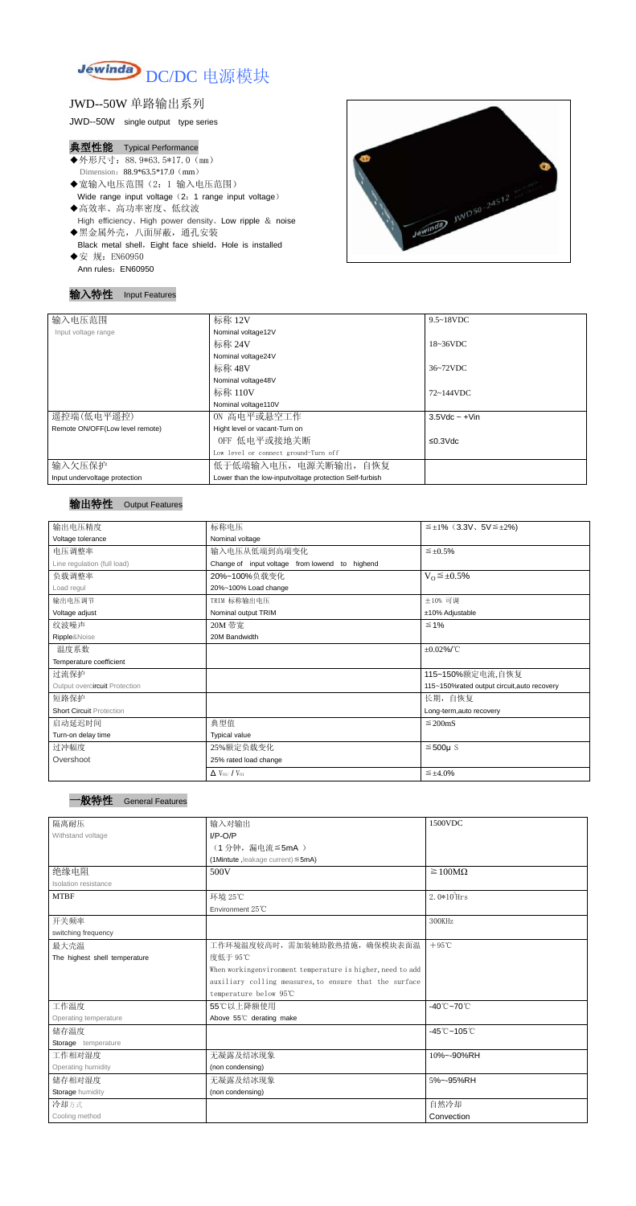# Jewinda DC/DC 电源模块

## JWD--50W 单路输出系列

JWD--50W single output type series

### 典型性能 Typical Performance

- ◆外形尺寸：88.9*63.5*17.0（mm）
  Dimension：88.9*63.5*17.0（mm）
- ◆宽输入电压范围（2：1 输入电压范围）
  Wide range input voltage（2：1 range input voltage）
- ◆高效率、高功率密度、低纹波
  High efficiency、High power density、Low ripple ＆ noise
- ◆黑金属外壳，八面屏蔽，通孔安装
  Black metal shell，Eight face shield，Hole is installed
- ◆安 规：EN60950
  Ann rules：EN60950

### 输入特性 Input Features

| 输入电压范围<br>Input voltage range | 标称 12V<br>Nominal voltage12V | 9.5~18VDC |
|---|---|---|
| | 标称 24V<br>Nominal voltage24V | 18~36VDC |
| | 标称 48V<br>Nominal voltage48V | 36~72VDC |
| | 标称 110V<br>Nominal voltage110V | 72~144VDC |
| 遥控端(低电平遥控)<br>Remote ON/OFF(Low level remote) | ON 高电平或悬空工作<br>Hight level or vacant-Turn on | 3.5Vdc ~ +Vin |
| | OFF 低电平或接地关断<br>Low level or connect ground-Turn off | ≤0.3Vdc |
| 输入欠压保护<br>Input undervoltage protection | 低于低端输入电压，电源关断输出，自恢复<br>Lower than the low-inputvoltage protection Self-furbish | |

### 输出特性 Output Features

| 输出电压精度<br>Voltage tolerance | 标称电压<br>Nominal voltage | ≦±1%（3.3V、5V≦±2%) |
|---|---|---|
| 电压调整率<br>Line regulation (full load) | 输入电压从低端到高端变化<br>Change of input voltage from lowend to highend | ≦±0.5% |
| 负载调整率<br>Load regul | 20%~100%负载变化<br>20%~100% Load change | $V_O$≦±0.5% |
| 输出电压调节<br>Voltage adjust | TRIM 标称输出电压<br>Nominal output TRIM | ±10% 可调<br>±10% Adjustable |
| 纹波噪声<br>Ripple&Noise | 20M 带宽<br>20M Bandwidth | ≦1% |
| 温度系数<br>Temperature coefficient | | ±0.02%/℃ |
| 过流保护<br>Output overcircuit Protection | | 115~150%额定电流,自恢复<br>115~150%rated output circuit,auto recovery |
| 短路保护<br>Short Circuit Protection | | 长期，自恢复<br>Long-term,auto recovery |
| 启动延迟时间<br>Turn-on delay time | 典型值<br>Typical value | ≦200mS |
| 过冲幅度<br>Overshoot | 25%额定负载变化<br>25% rated load change | ≦500μS |
| | $\Delta V_{01}/V_{01}$ | ≦±4.0% |

### 一般特性 General Features

| 隔离耐压<br>Withstand voltage | 输入对输出<br>I/P-O/P<br>（1 分钟，漏电流≦5mA ）<br>(1Mintute ,leakage current)≦5mA) | 1500VDC |
|---|---|---|
| 绝缘电阻<br>Isolation resistance | 500V | ≧100MΩ |
| MTBF | 环境 25℃<br>Environment 25℃ | $2.0*10^5$Hrs |
| 开关频率<br>switching frequency | | 300KHz |
| 最大壳温<br>The highest shell temperature | 工作环境温度较高时，需加装辅助散热措施，确保模块表面温度低于 95℃<br>When workingenvironment temperature is higher,need to add auxiliary colling measures,to ensure that the surface temperature below 95℃ | +95℃ |
| 工作温度<br>Operating temperature | 55℃以上降额使用<br>Above 55℃ derating make | -40℃~70℃ |
| 储存温度<br>Storage temperature | | -45℃~105℃ |
| 工作相对湿度<br>Operating humidity | 无凝露及结冰现象<br>(non condensing) | 10%~-90%RH |
| 储存相对湿度<br>Storage humidity | 无凝露及结冰现象<br>(non condensing) | 5%~-95%RH |
| 冷却方式<br>Cooling method | | 自然冷却<br>Convection |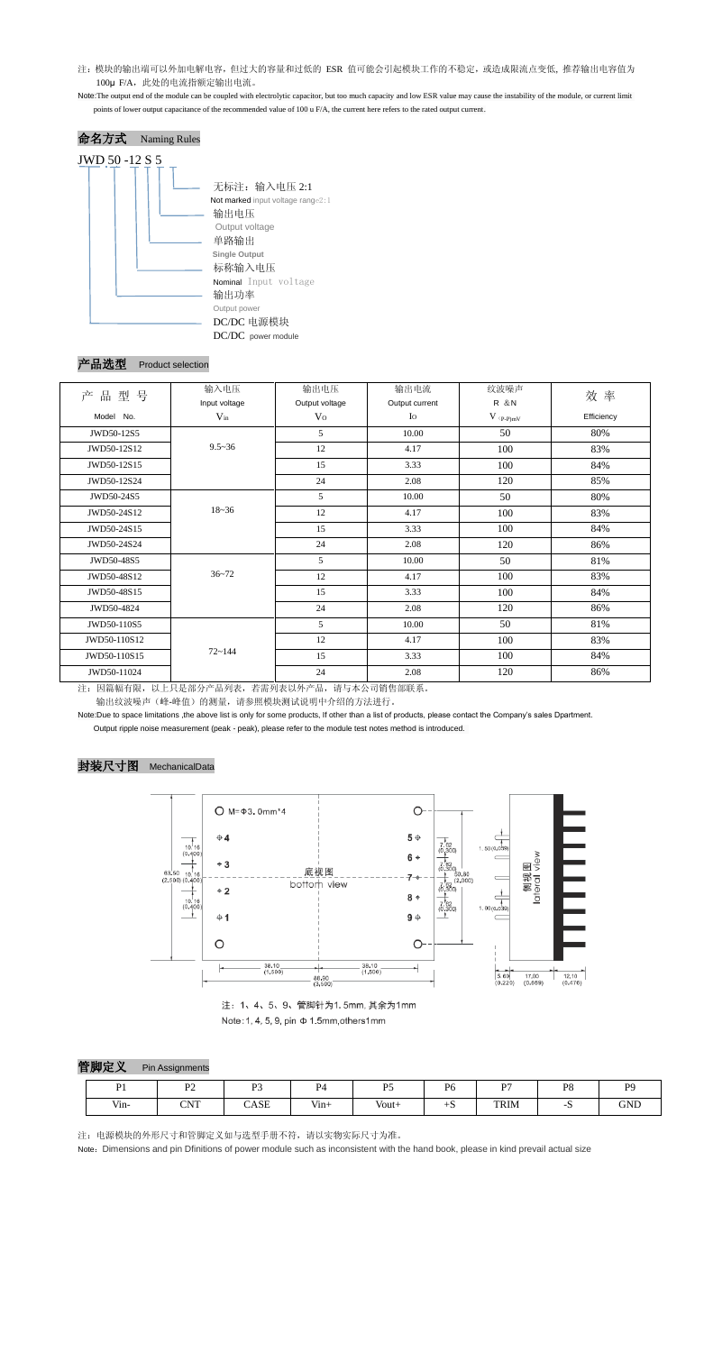注：模块的输出端可以外加电解电容，但过大的容量和过低的 ESR 值可能会引起模块工作的不稳定，或造成限流点变低, 推荐输出电容值为 100μ F/A，此处的电流指额定输出电流。

Note:The output end of the module can be coupled with electrolytic capacitor, but too much capacity and low ESR value may cause the instability of the module, or current limit points of lower output capacitance of the recommended value of 100 u F/A, the current here refers to the rated output current.

## 命名方式 Naming Rules

JWD 50 -12 S 5

- 无标注：输入电压 2:1 Not marked input voltage range2:1
- 输出电压 Output voltage
- 单路输出 Single Output
- 标称输入电压 Nominal Input voltage
- 输出功率 Output power
- DC/DC 电源模块 DC/DC power module

## 产品选型 Product selection

| 产 品 型 号<br>Model No. | 输入电压<br>Input voltage<br>$V_{in}$ | 输出电压<br>Output voltage<br>$V_O$ | 输出电流<br>Output current<br>$I_O$ | 纹波噪声<br>R &N<br>$V_{(P-P)mV}$ | 效 率<br>Efficiency |
|---|---|---|---|---|---|
| JWD50-12S5 | 9.5~36 | 5 | 10.00 | 50 | 80% |
| JWD50-12S12 | | 12 | 4.17 | 100 | 83% |
| JWD50-12S15 | | 15 | 3.33 | 100 | 84% |
| JWD50-12S24 | | 24 | 2.08 | 120 | 85% |
| JWD50-24S5 | 18~36 | 5 | 10.00 | 50 | 80% |
| JWD50-24S12 | | 12 | 4.17 | 100 | 83% |
| JWD50-24S15 | | 15 | 3.33 | 100 | 84% |
| JWD50-24S24 | | 24 | 2.08 | 120 | 86% |
| JWD50-48S5 | 36~72 | 5 | 10.00 | 50 | 81% |
| JWD50-48S12 | | 12 | 4.17 | 100 | 83% |
| JWD50-48S15 | | 15 | 3.33 | 100 | 84% |
| JWD50-4824 | | 24 | 2.08 | 120 | 86% |
| JWD50-110S5 | 72~144 | 5 | 10.00 | 50 | 81% |
| JWD50-110S12 | | 12 | 4.17 | 100 | 83% |
| JWD50-110S15 | | 15 | 3.33 | 100 | 84% |
| JWD50-11024 | | 24 | 2.08 | 120 | 86% |

注：因篇幅有限，以上只是部分产品列表，若需列表以外产品，请与本公司销售部联系。

输出纹波噪声（峰-峰值）的测量，请参照模块测试说明中介绍的方法进行。

Note:Due to space limitations ,the above list is only for some products, If other than a list of products, please contact the Company's sales Dpartment.

Output ripple noise measurement (peak - peak), please refer to the module test notes method is introduced.

## 封装尺寸图 MechanicalData

O M=Φ3.0mm*4

底视图 bottom view

侧视图 lateral view

10.16 (0.400)　10.16 (0.400)　63.50 (2.500)　10.16 (0.400)　7.62 (0.300)　7.62 (0.300)　50.80 (2.000)　7.62 (0.300)　7.62 (0.300)　1.50 (0.059)　1.00 (0.039)　38.10 (1.500)　38.10 (1.500)　86.90 (3.500)　5.60 (0.220)　17.00 (0.669)　12.10 (0.476)

注：1、4、5、9、管脚针为1.5mm, 其余为1mm

Note:1, 4, 5, 9, pin Φ 1.5mm,others1mm

## 管脚定义 Pin Assignments

| P1 | P2 | P3 | P4 | P5 | P6 | P7 | P8 | P9 |
|---|---|---|---|---|---|---|---|---|
| Vin- | CNT | CASE | Vin+ | Vout+ | +S | TRIM | -S | GND |

注：电源模块的外形尺寸和管脚定义如与选型手册不符，请以实物实际尺寸为准。

Note：Dimensions and pin Dfinitions of power module such as inconsistent with the hand book, please in kind prevail actual size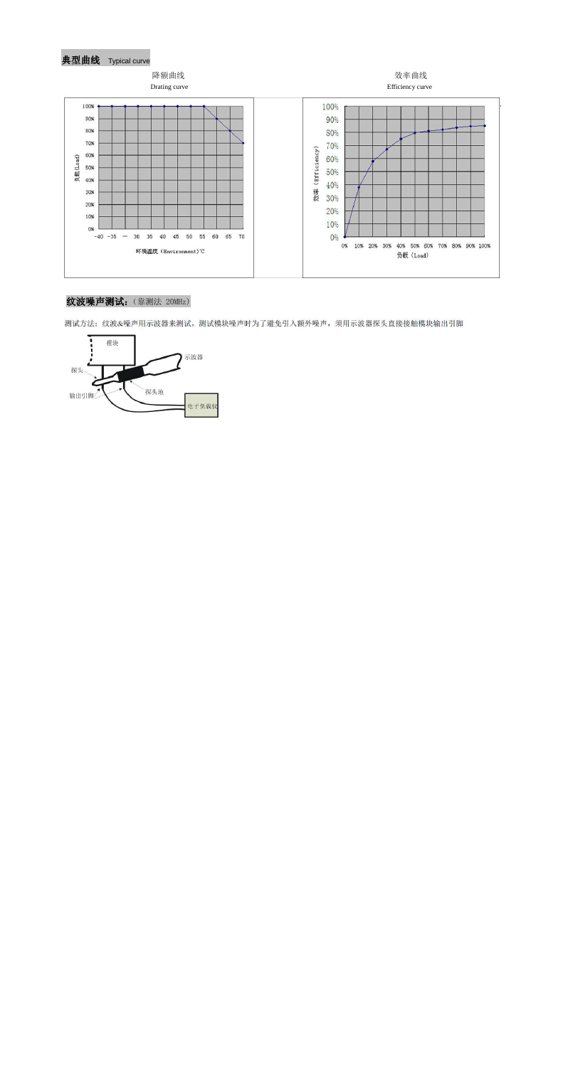## 典型曲线 Typical curve

降额曲线
Drating curve

100%
90%
80%
70%
60%
50%
40%
30%
20%
10%
0%
负载(Load)
-40 -35 … 30 35 40 45 50 55 60 65 70
环境温度（Environment）℃

效率曲线
Efficiency curve

100%
90%
80%
70%
60%
50%
40%
30%
20%
10%
0%
效率（Efficiency）
0% 10% 20% 30% 40% 50% 60% 70% 80% 90% 100%
负载（Load）

## 纹波噪声测试：（靠测法 20MHz）

测试方法：纹波&噪声用示波器来测试。测试模块噪声时为了避免引入额外噪声，须用示波器探头直接接触模块输出引脚

模块
示波器
探头
探头地
输出引脚
电子负载仪